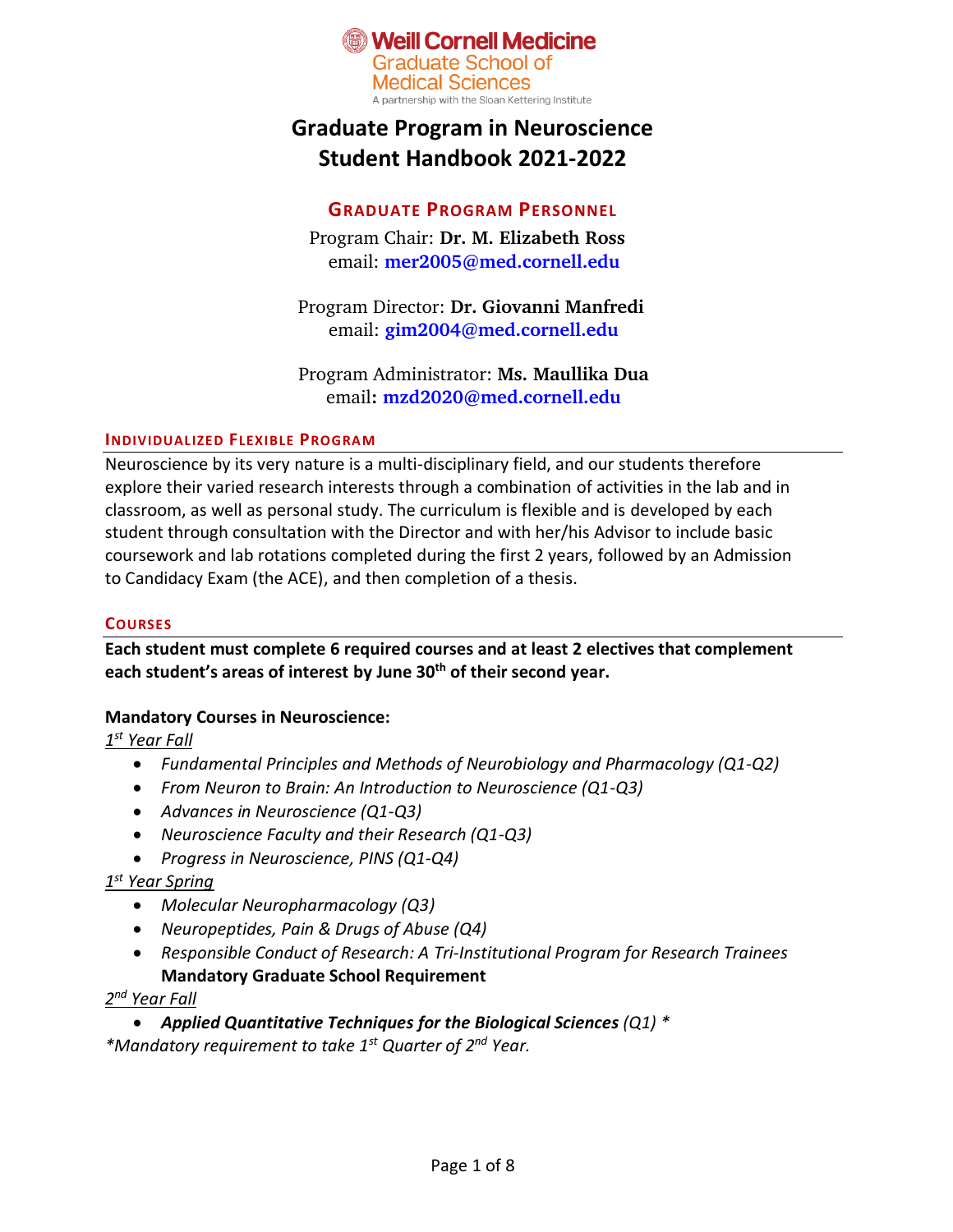Weill Cornell Medicine
Graduate School of Medical Sciences
A partnership with the Sloan Kettering Institute

# Graduate Program in Neuroscience
# Student Handbook 2021-2022

## GRADUATE PROGRAM PERSONNEL

Program Chair: **Dr. M. Elizabeth Ross**
email: **mer2005@med.cornell.edu**

Program Director: **Dr. Giovanni Manfredi**
email: **gim2004@med.cornell.edu**

Program Administrator: **Ms. Maullika Dua**
email**: mzd2020@med.cornell.edu**

## INDIVIDUALIZED FLEXIBLE PROGRAM

Neuroscience by its very nature is a multi-disciplinary field, and our students therefore explore their varied research interests through a combination of activities in the lab and in classroom, as well as personal study. The curriculum is flexible and is developed by each student through consultation with the Director and with her/his Advisor to include basic coursework and lab rotations completed during the first 2 years, followed by an Admission to Candidacy Exam (the ACE), and then completion of a thesis.

## COURSES

**Each student must complete 6 required courses and at least 2 electives that complement each student's areas of interest by June 30th of their second year.**

**Mandatory Courses in Neuroscience:**

1st Year Fall

- *Fundamental Principles and Methods of Neurobiology and Pharmacology (Q1-Q2)*
- *From Neuron to Brain: An Introduction to Neuroscience (Q1-Q3)*
- *Advances in Neuroscience (Q1-Q3)*
- *Neuroscience Faculty and their Research (Q1-Q3)*
- *Progress in Neuroscience, PINS (Q1-Q4)*

1st Year Spring

- *Molecular Neuropharmacology (Q3)*
- *Neuropeptides, Pain & Drugs of Abuse (Q4)*
- *Responsible Conduct of Research: A Tri-Institutional Program for Research Trainees* **Mandatory Graduate School Requirement**

2nd Year Fall

- ***Applied Quantitative Techniques for the Biological Sciences*** *(Q1) \**

*\*Mandatory requirement to take 1st Quarter of 2nd Year.*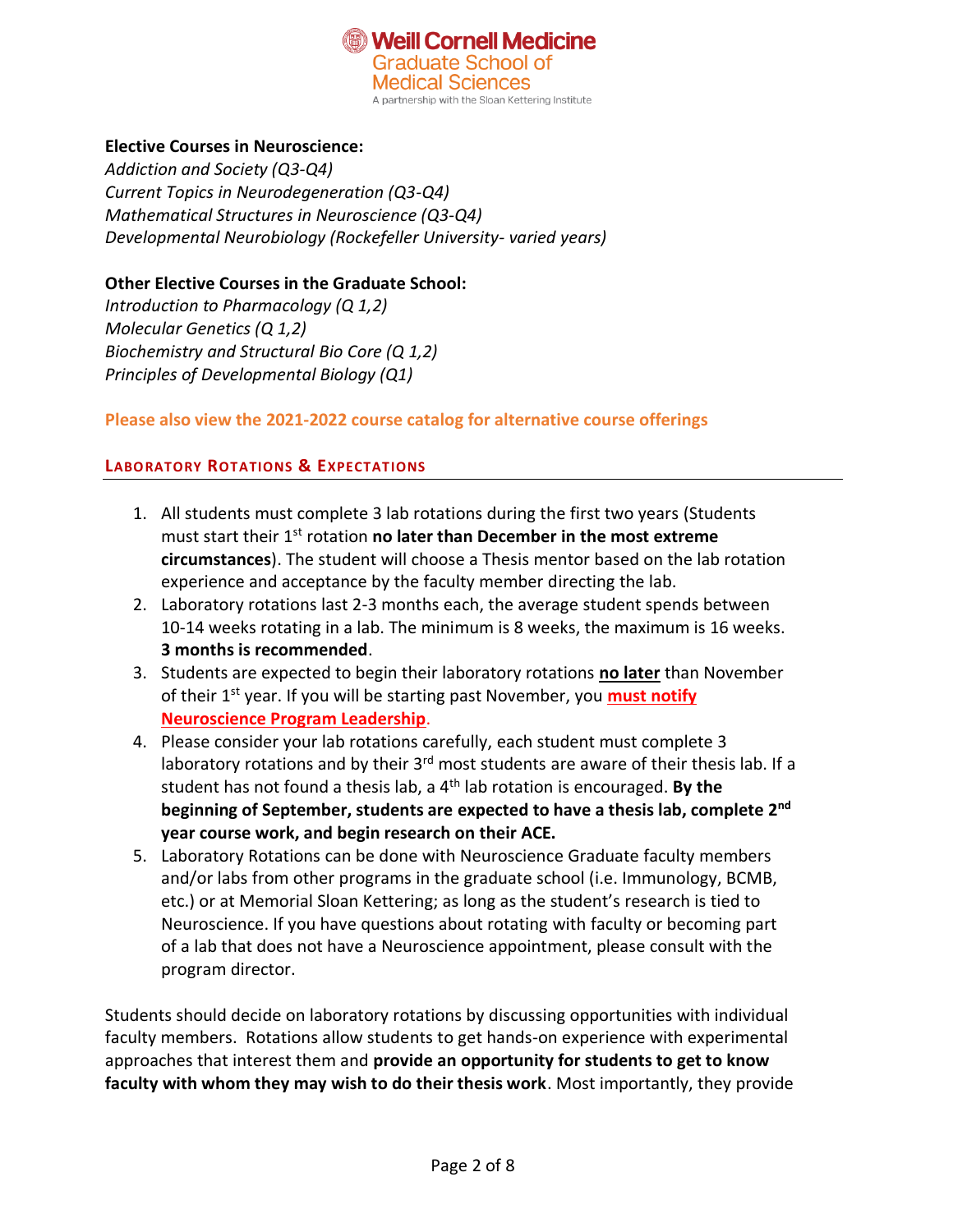**Elective Courses in Neuroscience:**

*Addiction and Society (Q3-Q4)*
*Current Topics in Neurodegeneration (Q3-Q4)*
*Mathematical Structures in Neuroscience (Q3-Q4)*
*Developmental Neurobiology (Rockefeller University- varied years)*

**Other Elective Courses in the Graduate School:**

*Introduction to Pharmacology (Q 1,2)*
*Molecular Genetics (Q 1,2)*
*Biochemistry and Structural Bio Core (Q 1,2)*
*Principles of Developmental Biology (Q1)*

**Please also view the 2021-2022 course catalog for alternative course offerings**

## LABORATORY ROTATIONS & EXPECTATIONS

1. All students must complete 3 lab rotations during the first two years (Students must start their 1st rotation **no later than December in the most extreme circumstances**). The student will choose a Thesis mentor based on the lab rotation experience and acceptance by the faculty member directing the lab.
2. Laboratory rotations last 2-3 months each, the average student spends between 10-14 weeks rotating in a lab. The minimum is 8 weeks, the maximum is 16 weeks. **3 months is recommended**.
3. Students are expected to begin their laboratory rotations **no later** than November of their 1st year. If you will be starting past November, you **must notify Neuroscience Program Leadership**.
4. Please consider your lab rotations carefully, each student must complete 3 laboratory rotations and by their 3rd most students are aware of their thesis lab. If a student has not found a thesis lab, a 4th lab rotation is encouraged. **By the beginning of September, students are expected to have a thesis lab, complete 2nd year course work, and begin research on their ACE.**
5. Laboratory Rotations can be done with Neuroscience Graduate faculty members and/or labs from other programs in the graduate school (i.e. Immunology, BCMB, etc.) or at Memorial Sloan Kettering; as long as the student's research is tied to Neuroscience. If you have questions about rotating with faculty or becoming part of a lab that does not have a Neuroscience appointment, please consult with the program director.

Students should decide on laboratory rotations by discussing opportunities with individual faculty members. Rotations allow students to get hands-on experience with experimental approaches that interest them and **provide an opportunity for students to get to know faculty with whom they may wish to do their thesis work**. Most importantly, they provide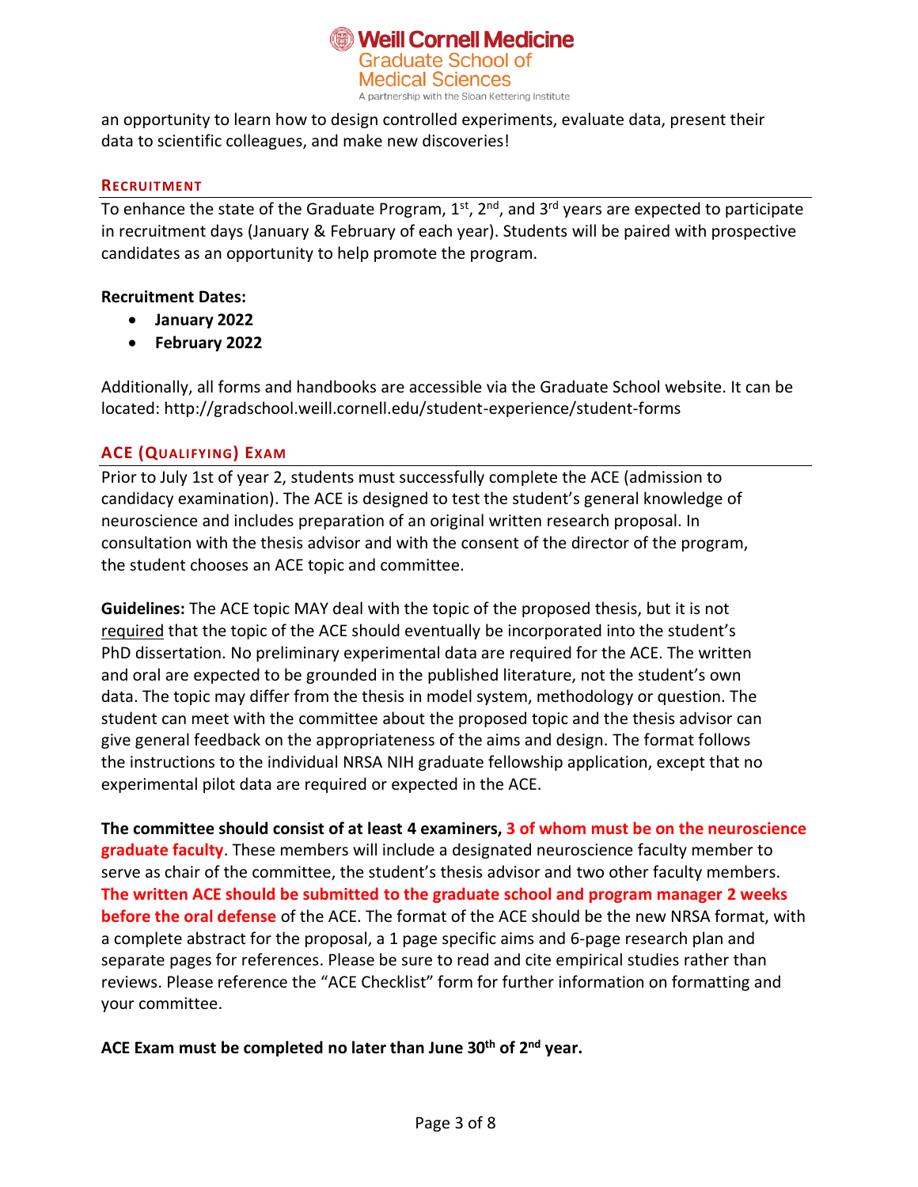an opportunity to learn how to design controlled experiments, evaluate data, present their data to scientific colleagues, and make new discoveries!

## RECRUITMENT

To enhance the state of the Graduate Program, 1st, 2nd, and 3rd years are expected to participate in recruitment days (January & February of each year). Students will be paired with prospective candidates as an opportunity to help promote the program.

**Recruitment Dates:**

- **January 2022**
- **February 2022**

Additionally, all forms and handbooks are accessible via the Graduate School website. It can be located: http://gradschool.weill.cornell.edu/student-experience/student-forms

## ACE (QUALIFYING) EXAM

Prior to July 1st of year 2, students must successfully complete the ACE (admission to candidacy examination). The ACE is designed to test the student's general knowledge of neuroscience and includes preparation of an original written research proposal. In consultation with the thesis advisor and with the consent of the director of the program, the student chooses an ACE topic and committee.

**Guidelines:** The ACE topic MAY deal with the topic of the proposed thesis, but it is not required that the topic of the ACE should eventually be incorporated into the student's PhD dissertation. No preliminary experimental data are required for the ACE. The written and oral are expected to be grounded in the published literature, not the student's own data. The topic may differ from the thesis in model system, methodology or question. The student can meet with the committee about the proposed topic and the thesis advisor can give general feedback on the appropriateness of the aims and design. The format follows the instructions to the individual NRSA NIH graduate fellowship application, except that no experimental pilot data are required or expected in the ACE.

**The committee should consist of at least 4 examiners, 3 of whom must be on the neuroscience graduate faculty**. These members will include a designated neuroscience faculty member to serve as chair of the committee, the student's thesis advisor and two other faculty members. **The written ACE should be submitted to the graduate school and program manager 2 weeks before the oral defense** of the ACE. The format of the ACE should be the new NRSA format, with a complete abstract for the proposal, a 1 page specific aims and 6-page research plan and separate pages for references. Please be sure to read and cite empirical studies rather than reviews. Please reference the "ACE Checklist" form for further information on formatting and your committee.

**ACE Exam must be completed no later than June 30th of 2nd year.**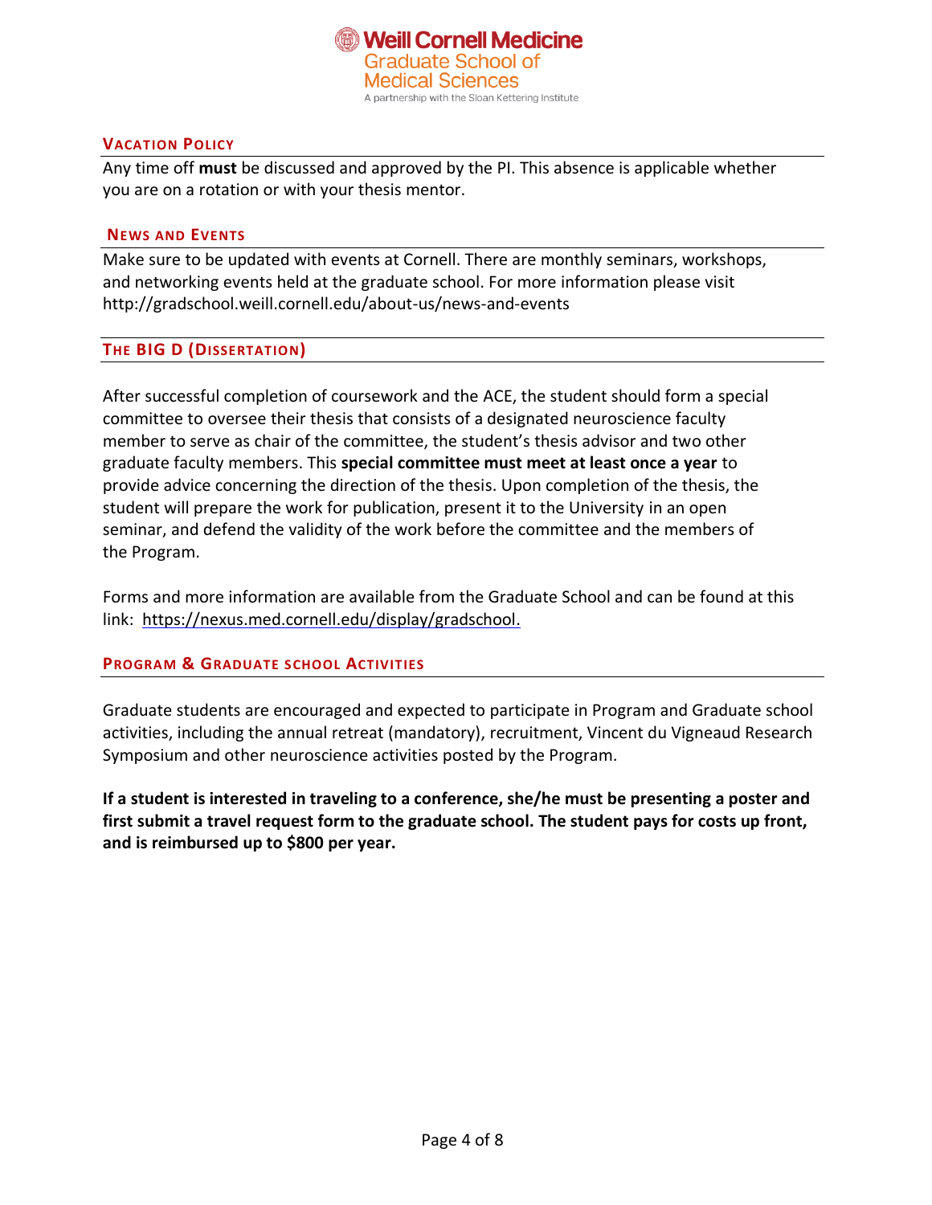## Vacation Policy

Any time off **must** be discussed and approved by the PI. This absence is applicable whether you are on a rotation or with your thesis mentor.

## News and Events

Make sure to be updated with events at Cornell. There are monthly seminars, workshops, and networking events held at the graduate school. For more information please visit http://gradschool.weill.cornell.edu/about-us/news-and-events

## The BIG D (Dissertation)

After successful completion of coursework and the ACE, the student should form a special committee to oversee their thesis that consists of a designated neuroscience faculty member to serve as chair of the committee, the student's thesis advisor and two other graduate faculty members. This **special committee must meet at least once a year** to provide advice concerning the direction of the thesis. Upon completion of the thesis, the student will prepare the work for publication, present it to the University in an open seminar, and defend the validity of the work before the committee and the members of the Program.

Forms and more information are available from the Graduate School and can be found at this link: https://nexus.med.cornell.edu/display/gradschool.

## Program & Graduate school Activities

Graduate students are encouraged and expected to participate in Program and Graduate school activities, including the annual retreat (mandatory), recruitment, Vincent du Vigneaud Research Symposium and other neuroscience activities posted by the Program.

**If a student is interested in traveling to a conference, she/he must be presenting a poster and first submit a travel request form to the graduate school. The student pays for costs up front, and is reimbursed up to $800 per year.**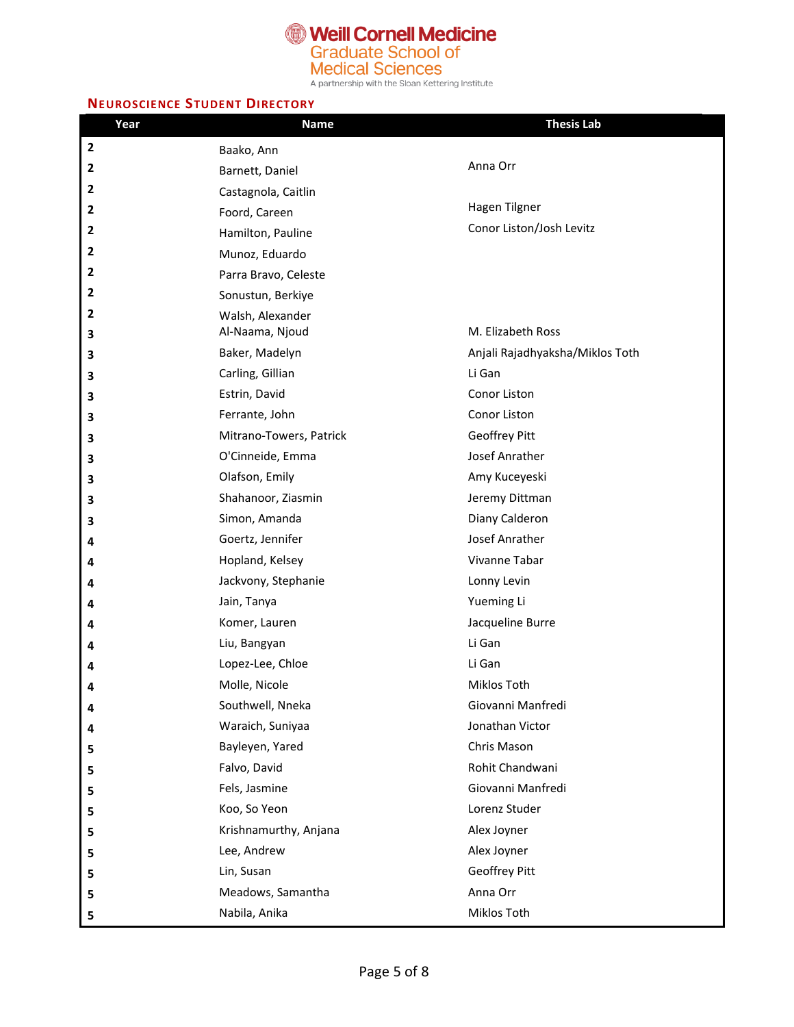## Neuroscience Student Directory

| Year | Name | Thesis Lab |
|---|---|---|
| 2 | Baako, Ann | |
| 2 | Barnett, Daniel | Anna Orr |
| 2 | Castagnola, Caitlin | |
| 2 | Foord, Careen | Hagen Tilgner |
| 2 | Hamilton, Pauline | Conor Liston/Josh Levitz |
| 2 | Munoz, Eduardo | |
| 2 | Parra Bravo, Celeste | |
| 2 | Sonustun, Berkiye | |
| 2 | Walsh, Alexander | |
| 3 | Al-Naama, Njoud | M. Elizabeth Ross |
| 3 | Baker, Madelyn | Anjali Rajadhyaksha/Miklos Toth |
| 3 | Carling, Gillian | Li Gan |
| 3 | Estrin, David | Conor Liston |
| 3 | Ferrante, John | Conor Liston |
| 3 | Mitrano-Towers, Patrick | Geoffrey Pitt |
| 3 | O'Cinneide, Emma | Josef Anrather |
| 3 | Olafson, Emily | Amy Kuceyeski |
| 3 | Shahanoor, Ziasmin | Jeremy Dittman |
| 3 | Simon, Amanda | Diany Calderon |
| 4 | Goertz, Jennifer | Josef Anrather |
| 4 | Hopland, Kelsey | Vivanne Tabar |
| 4 | Jackvony, Stephanie | Lonny Levin |
| 4 | Jain, Tanya | Yueming Li |
| 4 | Komer, Lauren | Jacqueline Burre |
| 4 | Liu, Bangyan | Li Gan |
| 4 | Lopez-Lee, Chloe | Li Gan |
| 4 | Molle, Nicole | Miklos Toth |
| 4 | Southwell, Nneka | Giovanni Manfredi |
| 4 | Waraich, Suniyaa | Jonathan Victor |
| 5 | Bayleyen, Yared | Chris Mason |
| 5 | Falvo, David | Rohit Chandwani |
| 5 | Fels, Jasmine | Giovanni Manfredi |
| 5 | Koo, So Yeon | Lorenz Studer |
| 5 | Krishnamurthy, Anjana | Alex Joyner |
| 5 | Lee, Andrew | Alex Joyner |
| 5 | Lin, Susan | Geoffrey Pitt |
| 5 | Meadows, Samantha | Anna Orr |
| 5 | Nabila, Anika | Miklos Toth |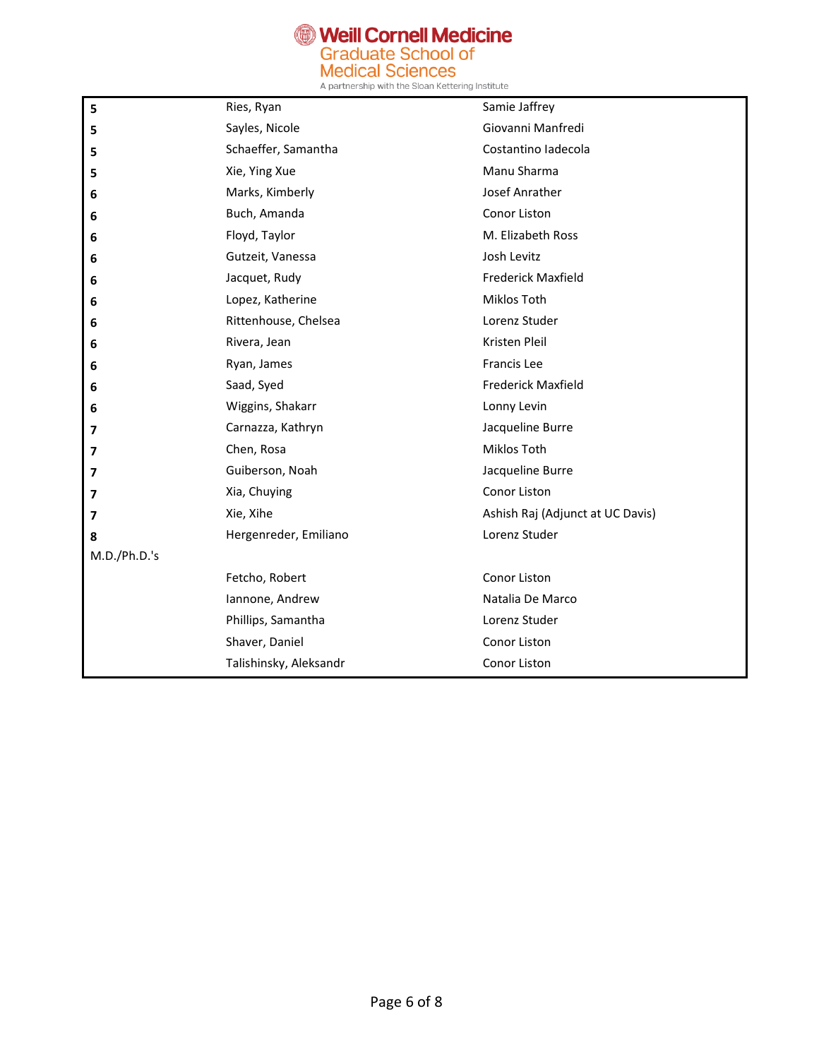| | | |
|---|---|---|
| **5** | Ries, Ryan | Samie Jaffrey |
| **5** | Sayles, Nicole | Giovanni Manfredi |
| **5** | Schaeffer, Samantha | Costantino Iadecola |
| **5** | Xie, Ying Xue | Manu Sharma |
| **6** | Marks, Kimberly | Josef Anrather |
| **6** | Buch, Amanda | Conor Liston |
| **6** | Floyd, Taylor | M. Elizabeth Ross |
| **6** | Gutzeit, Vanessa | Josh Levitz |
| **6** | Jacquet, Rudy | Frederick Maxfield |
| **6** | Lopez, Katherine | Miklos Toth |
| **6** | Rittenhouse, Chelsea | Lorenz Studer |
| **6** | Rivera, Jean | Kristen Pleil |
| **6** | Ryan, James | Francis Lee |
| **6** | Saad, Syed | Frederick Maxfield |
| **6** | Wiggins, Shakarr | Lonny Levin |
| **7** | Carnazza, Kathryn | Jacqueline Burre |
| **7** | Chen, Rosa | Miklos Toth |
| **7** | Guiberson, Noah | Jacqueline Burre |
| **7** | Xia, Chuying | Conor Liston |
| **7** | Xie, Xihe | Ashish Raj (Adjunct at UC Davis) |
| **8** | Hergenreder, Emiliano | Lorenz Studer |
| M.D./Ph.D.'s | | |
| | Fetcho, Robert | Conor Liston |
| | Iannone, Andrew | Natalia De Marco |
| | Phillips, Samantha | Lorenz Studer |
| | Shaver, Daniel | Conor Liston |
| | Talishinsky, Aleksandr | Conor Liston |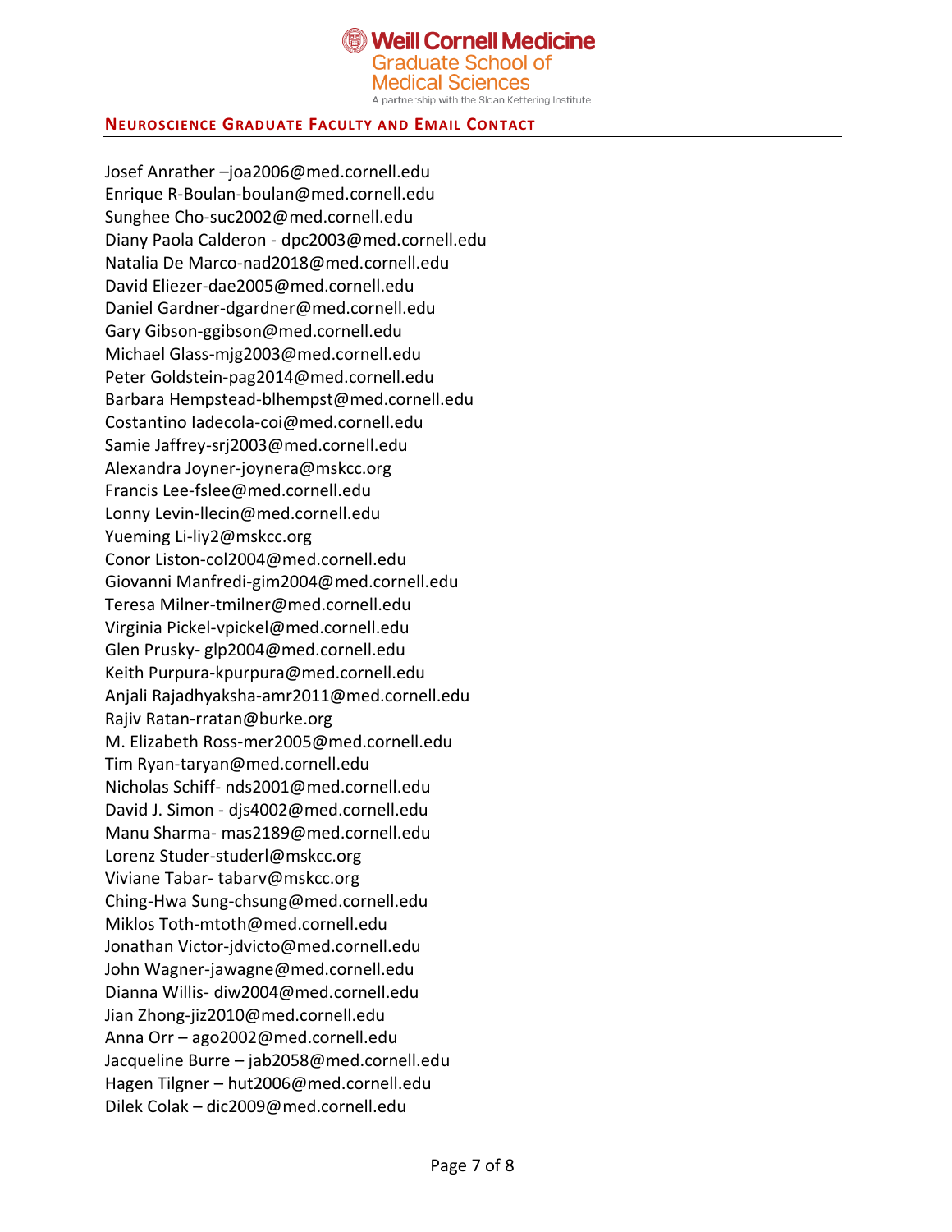## NEUROSCIENCE GRADUATE FACULTY AND EMAIL CONTACT

Josef Anrather –joa2006@med.cornell.edu
Enrique R-Boulan-boulan@med.cornell.edu
Sunghee Cho-suc2002@med.cornell.edu
Diany Paola Calderon - dpc2003@med.cornell.edu
Natalia De Marco-nad2018@med.cornell.edu
David Eliezer-dae2005@med.cornell.edu
Daniel Gardner-dgardner@med.cornell.edu
Gary Gibson-ggibson@med.cornell.edu
Michael Glass-mjg2003@med.cornell.edu
Peter Goldstein-pag2014@med.cornell.edu
Barbara Hempstead-blhempst@med.cornell.edu
Costantino Iadecola-coi@med.cornell.edu
Samie Jaffrey-srj2003@med.cornell.edu
Alexandra Joyner-joynera@mskcc.org
Francis Lee-fslee@med.cornell.edu
Lonny Levin-llecin@med.cornell.edu
Yueming Li-liy2@mskcc.org
Conor Liston-col2004@med.cornell.edu
Giovanni Manfredi-gim2004@med.cornell.edu
Teresa Milner-tmilner@med.cornell.edu
Virginia Pickel-vpickel@med.cornell.edu
Glen Prusky- glp2004@med.cornell.edu
Keith Purpura-kpurpura@med.cornell.edu
Anjali Rajadhyaksha-amr2011@med.cornell.edu
Rajiv Ratan-rratan@burke.org
M. Elizabeth Ross-mer2005@med.cornell.edu
Tim Ryan-taryan@med.cornell.edu
Nicholas Schiff- nds2001@med.cornell.edu
David J. Simon - djs4002@med.cornell.edu
Manu Sharma- mas2189@med.cornell.edu
Lorenz Studer-studerl@mskcc.org
Viviane Tabar- tabarv@mskcc.org
Ching-Hwa Sung-chsung@med.cornell.edu
Miklos Toth-mtoth@med.cornell.edu
Jonathan Victor-jdvicto@med.cornell.edu
John Wagner-jawagne@med.cornell.edu
Dianna Willis- diw2004@med.cornell.edu
Jian Zhong-jiz2010@med.cornell.edu
Anna Orr – ago2002@med.cornell.edu
Jacqueline Burre – jab2058@med.cornell.edu
Hagen Tilgner – hut2006@med.cornell.edu
Dilek Colak – dic2009@med.cornell.edu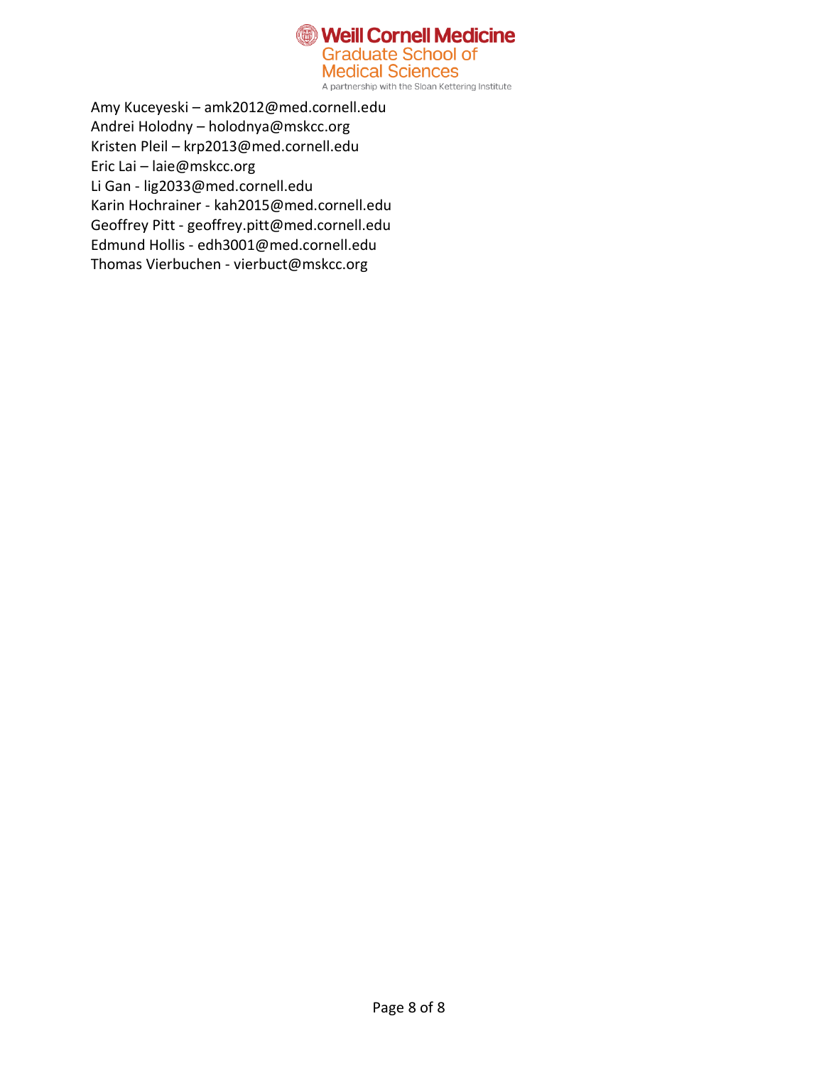Amy Kuceyeski – amk2012@med.cornell.edu
Andrei Holodny – holodnya@mskcc.org
Kristen Pleil – krp2013@med.cornell.edu
Eric Lai – laie@mskcc.org
Li Gan - lig2033@med.cornell.edu
Karin Hochrainer - kah2015@med.cornell.edu
Geoffrey Pitt - geoffrey.pitt@med.cornell.edu
Edmund Hollis - edh3001@med.cornell.edu
Thomas Vierbuchen - vierbuct@mskcc.org